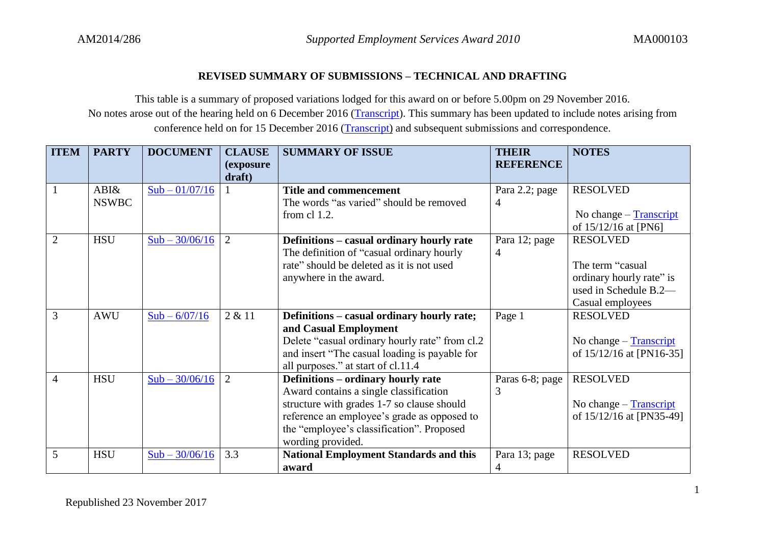## REVISED SUMMARY OF SUBMISSIONS – TECHNICAL AND DRAFTING

This table is a summary of proposed variations lodged for this award on or before 5.00pm on 29 November 2016.
No notes arose out of the hearing held on 6 December 2016 (Transcript). This summary has been updated to include notes arising from conference held on for 15 December 2016 (Transcript) and subsequent submissions and correspondence.

| ITEM | PARTY | DOCUMENT | CLAUSE (exposure draft) | SUMMARY OF ISSUE | THEIR REFERENCE | NOTES |
|---|---|---|---|---|---|---|
| 1 | ABI& NSWBC | Sub – 01/07/16 | 1 | **Title and commencement** The words "as varied" should be removed from cl 1.2. | Para 2.2; page 4 | RESOLVED  No change – Transcript of 15/12/16 at [PN6] |
| 2 | HSU | Sub – 30/06/16 | 2 | **Definitions – casual ordinary hourly rate** The definition of "casual ordinary hourly rate" should be deleted as it is not used anywhere in the award. | Para 12; page 4 | RESOLVED  The term "casual ordinary hourly rate" is used in Schedule B.2—Casual employees |
| 3 | AWU | Sub – 6/07/16 | 2 & 11 | **Definitions – casual ordinary hourly rate; and Casual Employment** Delete "casual ordinary hourly rate" from cl.2 and insert "The casual loading is payable for all purposes." at start of cl.11.4 | Page 1 | RESOLVED  No change – Transcript of 15/12/16 at [PN16-35] |
| 4 | HSU | Sub – 30/06/16 | 2 | **Definitions – ordinary hourly rate** Award contains a single classification structure with grades 1-7 so clause should reference an employee's grade as opposed to the "employee's classification". Proposed wording provided. | Paras 6-8; page 3 | RESOLVED  No change – Transcript of 15/12/16 at [PN35-49] |
| 5 | HSU | Sub – 30/06/16 | 3.3 | **National Employment Standards and this award** | Para 13; page 4 | RESOLVED |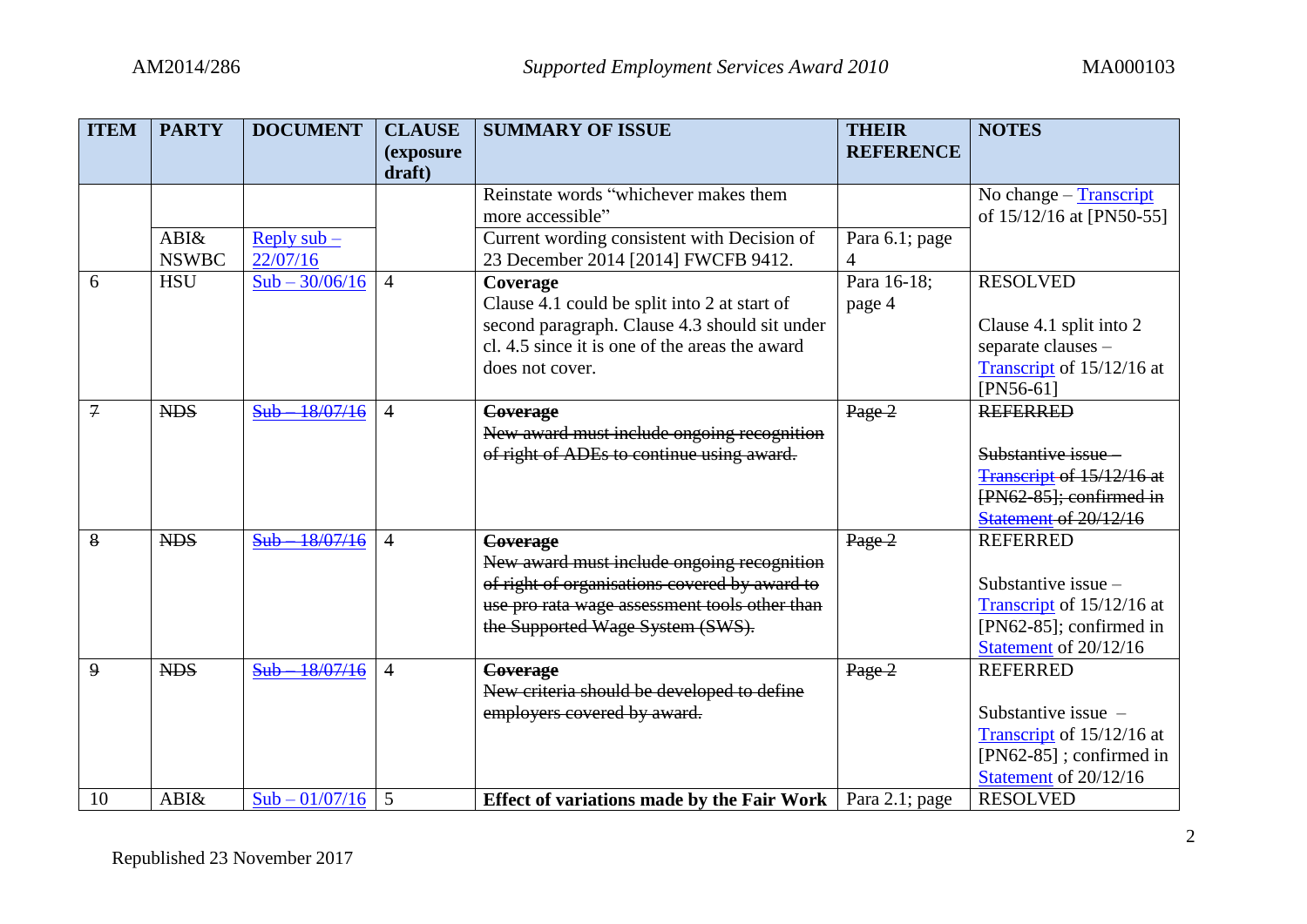| ITEM | PARTY | DOCUMENT | CLAUSE (exposure draft) | SUMMARY OF ISSUE | THEIR REFERENCE | NOTES |
|---|---|---|---|---|---|---|
| | | | | Reinstate words "whichever makes them more accessible" | | No change – Transcript of 15/12/16 at [PN50-55] |
| | ABI& NSWBC | Reply sub – 22/07/16 | | Current wording consistent with Decision of 23 December 2014 [2014] FWCFB 9412. | Para 6.1; page 4 | |
| 6 | HSU | Sub – 30/06/16 | 4 | **Coverage** Clause 4.1 could be split into 2 at start of second paragraph. Clause 4.3 should sit under cl. 4.5 since it is one of the areas the award does not cover. | Para 16-18; page 4 | RESOLVED<br><br>Clause 4.1 split into 2 separate clauses – Transcript of 15/12/16 at [PN56-61] |
| ~~7~~ | ~~NDS~~ | ~~Sub – 18/07/16~~ | 4 | ~~**Coverage**~~ ~~New award must include ongoing recognition of right of ADEs to continue using award.~~ | ~~Page 2~~ | ~~REFERRED~~<br><br>~~Substantive issue – Transcript of 15/12/16 at [PN62-85]; confirmed in Statement of 20/12/16~~ |
| ~~8~~ | ~~NDS~~ | ~~Sub – 18/07/16~~ | 4 | ~~**Coverage**~~ ~~New award must include ongoing recognition of right of organisations covered by award to use pro rata wage assessment tools other than the Supported Wage System (SWS).~~ | ~~Page 2~~ | REFERRED<br><br>Substantive issue – Transcript of 15/12/16 at [PN62-85]; confirmed in Statement of 20/12/16 |
| ~~9~~ | ~~NDS~~ | ~~Sub – 18/07/16~~ | 4 | ~~**Coverage**~~ ~~New criteria should be developed to define employers covered by award.~~ | ~~Page 2~~ | REFERRED<br><br>Substantive issue – Transcript of 15/12/16 at [PN62-85] ; confirmed in Statement of 20/12/16 |
| 10 | ABI& | Sub – 01/07/16 | 5 | **Effect of variations made by the Fair Work** | Para 2.1; page | RESOLVED |

Republished 23 November 2017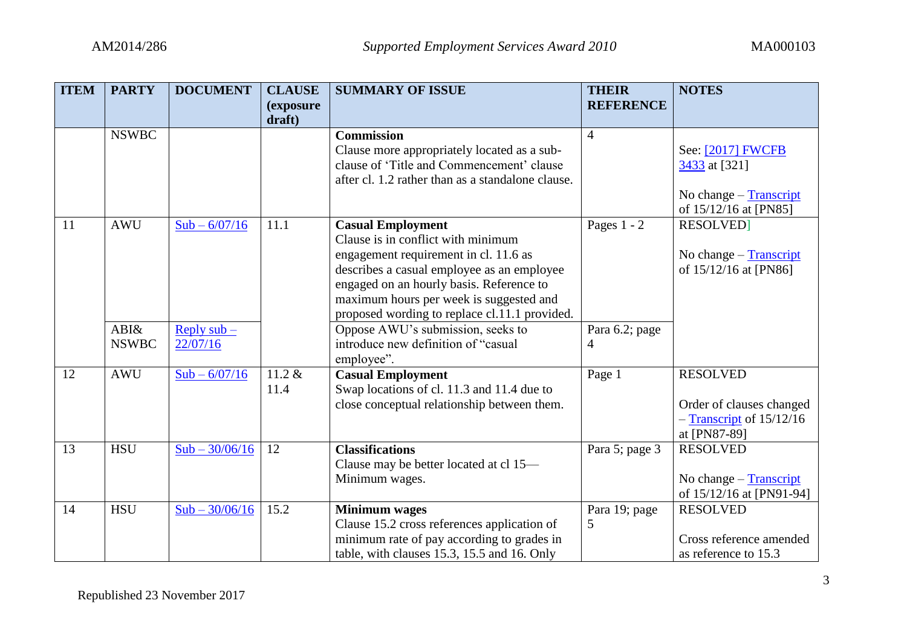| ITEM | PARTY | DOCUMENT | CLAUSE (exposure draft) | SUMMARY OF ISSUE | THEIR REFERENCE | NOTES |
|---|---|---|---|---|---|---|
| | NSWBC | | | **Commission** Clause more appropriately located as a sub-clause of 'Title and Commencement' clause after cl. 1.2 rather than as a standalone clause. | 4 | See: [2017] FWCFB 3433 at [321] No change – Transcript of 15/12/16 at [PN85] |
| 11 | AWU | Sub – 6/07/16 | 11.1 | **Casual Employment** Clause is in conflict with minimum engagement requirement in cl. 11.6 as describes a casual employee as an employee engaged on an hourly basis. Reference to maximum hours per week is suggested and proposed wording to replace cl.11.1 provided. | Pages 1 - 2 | RESOLVED] No change – Transcript of 15/12/16 at [PN86] |
| | ABI& NSWBC | Reply sub – 22/07/16 | | Oppose AWU's submission, seeks to introduce new definition of "casual employee". | Para 6.2; page 4 | |
| 12 | AWU | Sub – 6/07/16 | 11.2 & 11.4 | **Casual Employment** Swap locations of cl. 11.3 and 11.4 due to close conceptual relationship between them. | Page 1 | RESOLVED Order of clauses changed – Transcript of 15/12/16 at [PN87-89] |
| 13 | HSU | Sub – 30/06/16 | 12 | **Classifications** Clause may be better located at cl 15— Minimum wages. | Para 5; page 3 | RESOLVED No change – Transcript of 15/12/16 at [PN91-94] |
| 14 | HSU | Sub – 30/06/16 | 15.2 | **Minimum wages** Clause 15.2 cross references application of minimum rate of pay according to grades in table, with clauses 15.3, 15.5 and 16. Only | Para 19; page 5 | RESOLVED Cross reference amended as reference to 15.3 |

Republished 23 November 2017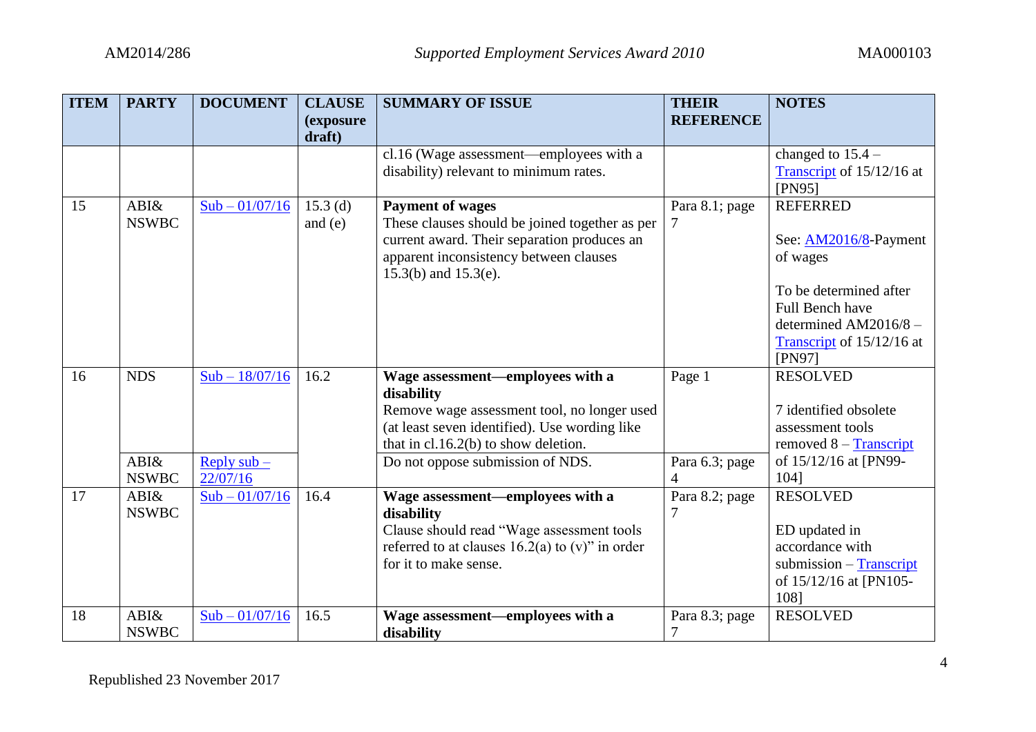| ITEM | PARTY | DOCUMENT | CLAUSE (exposure draft) | SUMMARY OF ISSUE | THEIR REFERENCE | NOTES |
|---|---|---|---|---|---|---|
| | | | | cl.16 (Wage assessment—employees with a disability) relevant to minimum rates. | | changed to 15.4 – Transcript of 15/12/16 at [PN95] |
| 15 | ABI& NSWBC | Sub – 01/07/16 | 15.3 (d) and (e) | **Payment of wages** These clauses should be joined together as per current award. Their separation produces an apparent inconsistency between clauses 15.3(b) and 15.3(e). | Para 8.1; page 7 | REFERRED<br><br>See: AM2016/8-Payment of wages<br><br>To be determined after Full Bench have determined AM2016/8 – Transcript of 15/12/16 at [PN97] |
| 16 | NDS | Sub – 18/07/16 | 16.2 | **Wage assessment—employees with a disability** Remove wage assessment tool, no longer used (at least seven identified). Use wording like that in cl.16.2(b) to show deletion. | Page 1 | RESOLVED<br><br>7 identified obsolete assessment tools removed 8 – Transcript of 15/12/16 at [PN99-104] |
| | ABI& NSWBC | Reply sub – 22/07/16 | | Do not oppose submission of NDS. | Para 6.3; page 4 | |
| 17 | ABI& NSWBC | Sub – 01/07/16 | 16.4 | **Wage assessment—employees with a disability** Clause should read "Wage assessment tools referred to at clauses 16.2(a) to (v)" in order for it to make sense. | Para 8.2; page 7 | RESOLVED<br><br>ED updated in accordance with submission – Transcript of 15/12/16 at [PN105-108] |
| 18 | ABI& NSWBC | Sub – 01/07/16 | 16.5 | **Wage assessment—employees with a disability** | Para 8.3; page 7 | RESOLVED |

Republished 23 November 2017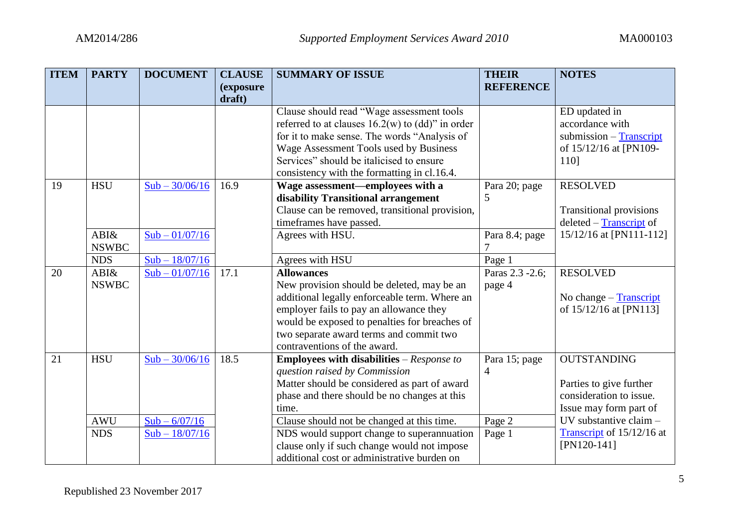| ITEM | PARTY | DOCUMENT | CLAUSE (exposure draft) | SUMMARY OF ISSUE | THEIR REFERENCE | NOTES |
|---|---|---|---|---|---|---|
| | | | | Clause should read "Wage assessment tools referred to at clauses 16.2(w) to (dd)" in order for it to make sense. The words "Analysis of Wage Assessment Tools used by Business Services" should be italicised to ensure consistency with the formatting in cl.16.4. | | ED updated in accordance with submission – Transcript of 15/12/16 at [PN109-110] |
| 19 | HSU | Sub – 30/06/16 | 16.9 | **Wage assessment—employees with a disability Transitional arrangement** Clause can be removed, transitional provision, timeframes have passed. | Para 20; page 5 | RESOLVED<br><br>Transitional provisions deleted – Transcript of 15/12/16 at [PN111-112] |
| | ABI& NSWBC | Sub – 01/07/16 | | Agrees with HSU. | Para 8.4; page 7 | |
| | NDS | Sub – 18/07/16 | | Agrees with HSU | Page 1 | |
| 20 | ABI& NSWBC | Sub – 01/07/16 | 17.1 | **Allowances** New provision should be deleted, may be an additional legally enforceable term. Where an employer fails to pay an allowance they would be exposed to penalties for breaches of two separate award terms and commit two contraventions of the award. | Paras 2.3 -2.6; page 4 | RESOLVED<br><br>No change – Transcript of 15/12/16 at [PN113] |
| 21 | HSU | Sub – 30/06/16 | 18.5 | **Employees with disabilities** – *Response to question raised by Commission* Matter should be considered as part of award phase and there should be no changes at this time. | Para 15; page 4 | OUTSTANDING<br><br>Parties to give further consideration to issue. Issue may form part of UV substantive claim – Transcript of 15/12/16 at [PN120-141] |
| | AWU | Sub – 6/07/16 | | Clause should not be changed at this time. | Page 2 | |
| | NDS | Sub – 18/07/16 | | NDS would support change to superannuation clause only if such change would not impose additional cost or administrative burden on | Page 1 | |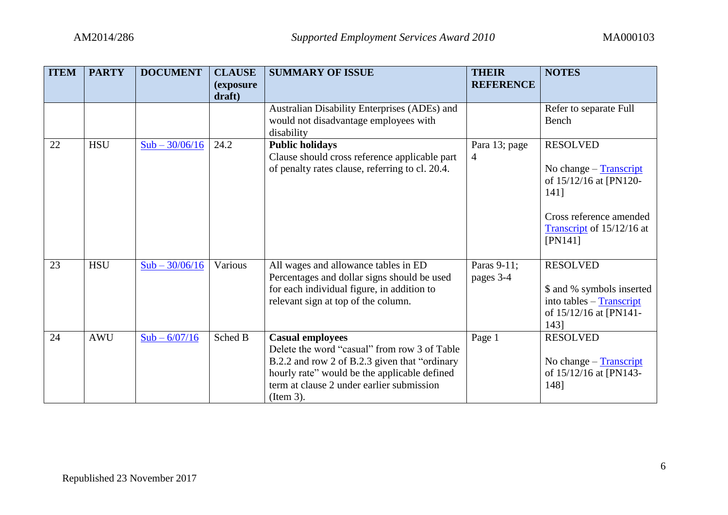| ITEM | PARTY | DOCUMENT | CLAUSE (exposure draft) | SUMMARY OF ISSUE | THEIR REFERENCE | NOTES |
|---|---|---|---|---|---|---|
| | | | | Australian Disability Enterprises (ADEs) and would not disadvantage employees with disability | | Refer to separate Full Bench |
| 22 | HSU | Sub – 30/06/16 | 24.2 | **Public holidays** Clause should cross reference applicable part of penalty rates clause, referring to cl. 20.4. | Para 13; page 4 | RESOLVED No change – Transcript of 15/12/16 at [PN120-141] Cross reference amended Transcript of 15/12/16 at [PN141] |
| 23 | HSU | Sub – 30/06/16 | Various | All wages and allowance tables in ED Percentages and dollar signs should be used for each individual figure, in addition to relevant sign at top of the column. | Paras 9-11; pages 3-4 | RESOLVED $ and % symbols inserted into tables – Transcript of 15/12/16 at [PN141-143] |
| 24 | AWU | Sub – 6/07/16 | Sched B | **Casual employees** Delete the word "casual" from row 3 of Table B.2.2 and row 2 of B.2.3 given that "ordinary hourly rate" would be the applicable defined term at clause 2 under earlier submission (Item 3). | Page 1 | RESOLVED No change – Transcript of 15/12/16 at [PN143-148] |

Republished 23 November 2017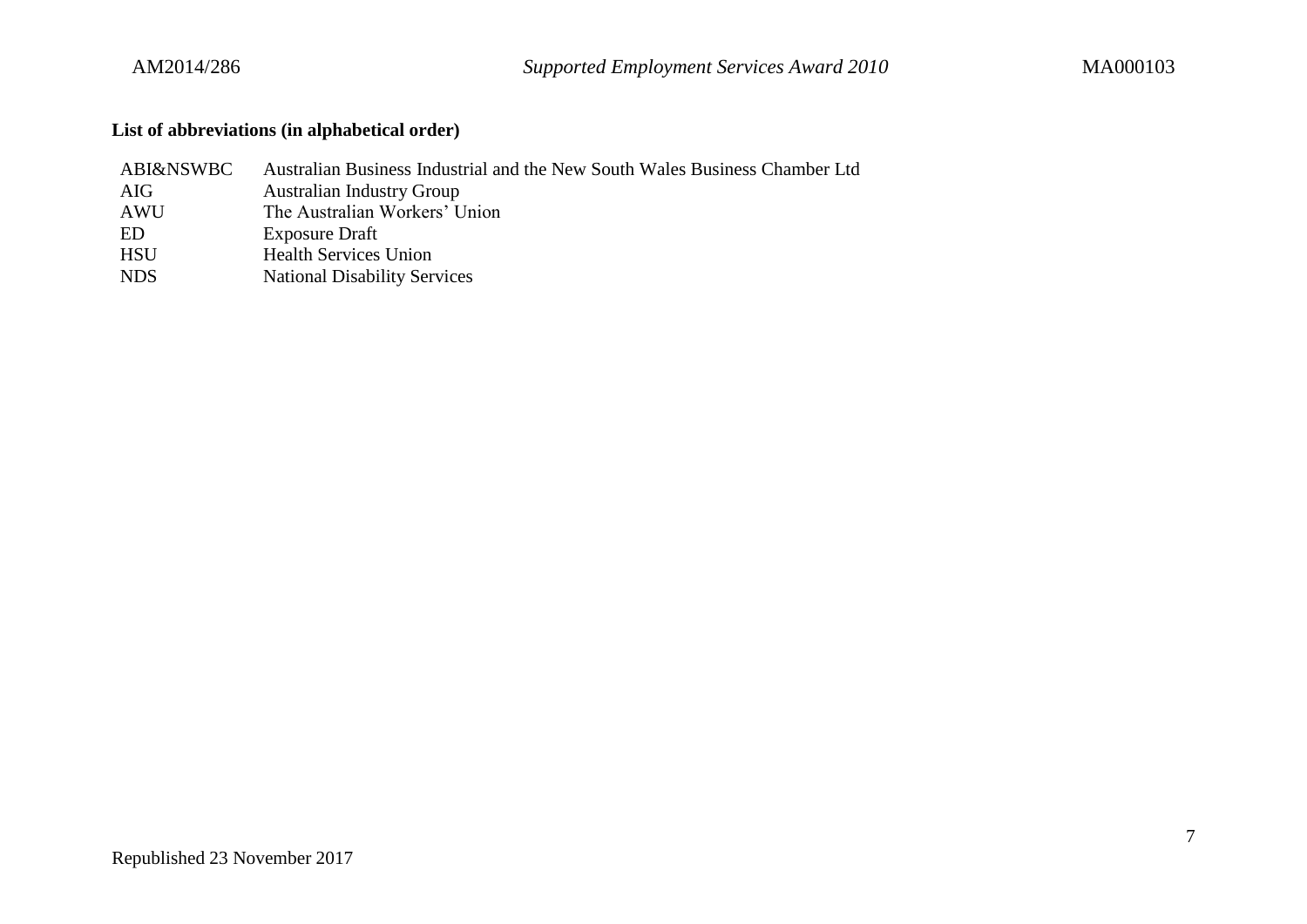**List of abbreviations (in alphabetical order)**

| | |
|---|---|
| ABI&NSWBC | Australian Business Industrial and the New South Wales Business Chamber Ltd |
| AIG | Australian Industry Group |
| AWU | The Australian Workers' Union |
| ED | Exposure Draft |
| HSU | Health Services Union |
| NDS | National Disability Services |

Republished 23 November 2017